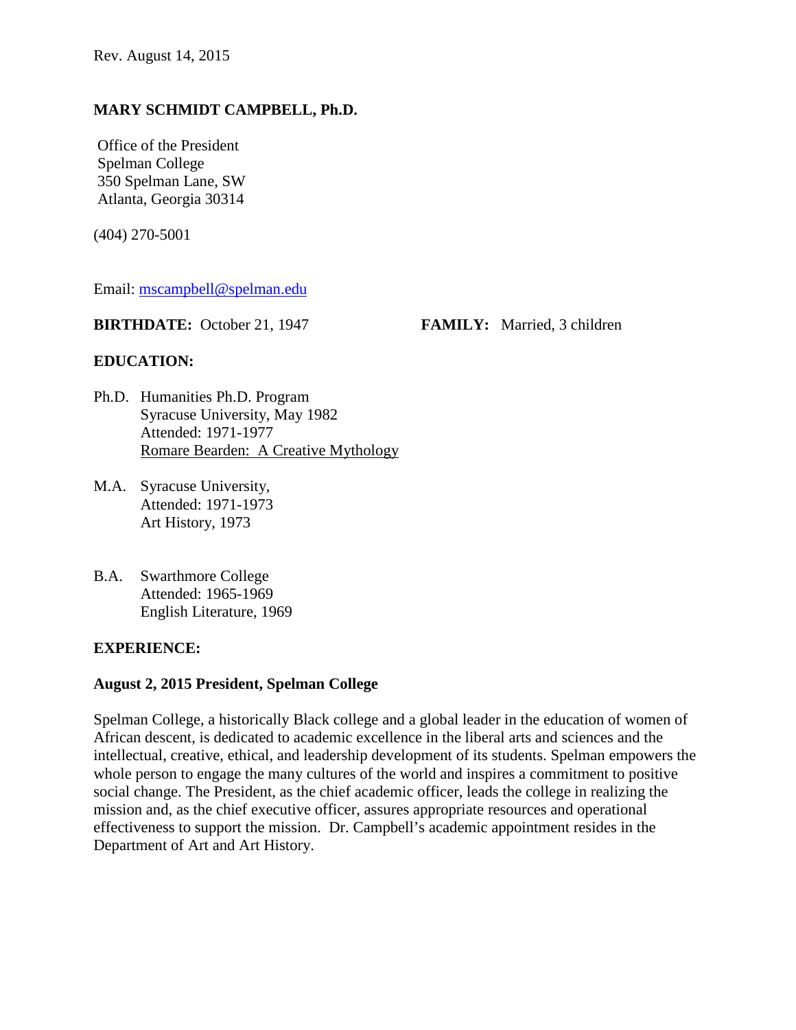Rev. August 14, 2015

**MARY SCHMIDT CAMPBELL, Ph.D.**

Office of the President
Spelman College
350 Spelman Lane, SW
Atlanta, Georgia 30314

(404) 270-5001

Email: mscampbell@spelman.edu

**BIRTHDATE:** October 21, 1947 **FAMILY:** Married, 3 children

**EDUCATION:**

Ph.D. Humanities Ph.D. Program
Syracuse University, May 1982
Attended: 1971-1977
Romare Bearden: A Creative Mythology

M.A. Syracuse University,
Attended: 1971-1973
Art History, 1973

B.A. Swarthmore College
Attended: 1965-1969
English Literature, 1969

**EXPERIENCE:**

**August 2, 2015 President, Spelman College**

Spelman College, a historically Black college and a global leader in the education of women of African descent, is dedicated to academic excellence in the liberal arts and sciences and the intellectual, creative, ethical, and leadership development of its students. Spelman empowers the whole person to engage the many cultures of the world and inspires a commitment to positive social change. The President, as the chief academic officer, leads the college in realizing the mission and, as the chief executive officer, assures appropriate resources and operational effectiveness to support the mission. Dr. Campbell's academic appointment resides in the Department of Art and Art History.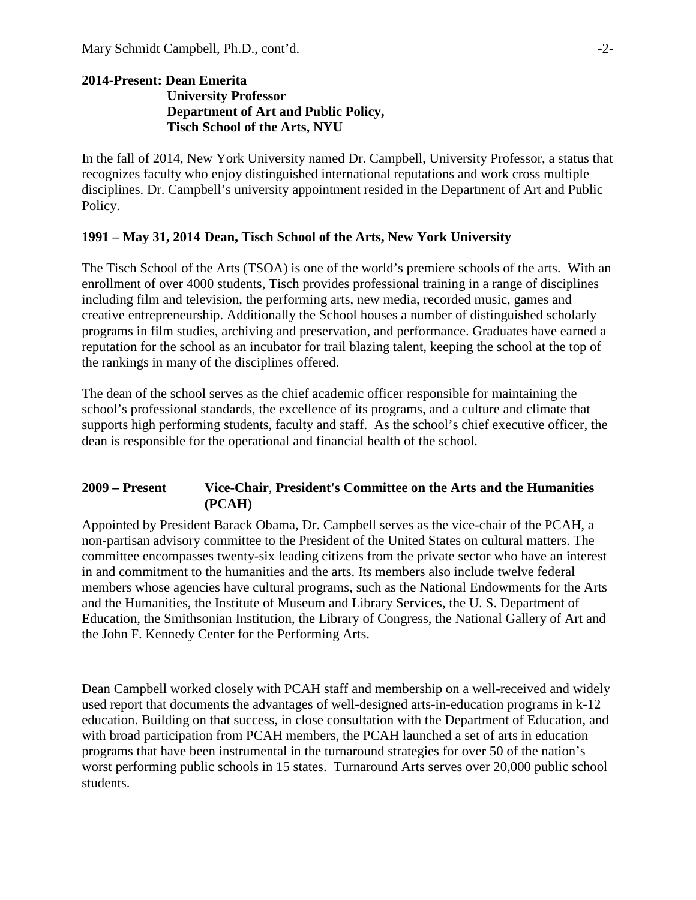**2014-Present: Dean Emerita**
**University Professor**
**Department of Art and Public Policy,**
**Tisch School of the Arts, NYU**

In the fall of 2014, New York University named Dr. Campbell, University Professor, a status that recognizes faculty who enjoy distinguished international reputations and work cross multiple disciplines. Dr. Campbell's university appointment resided in the Department of Art and Public Policy.

**1991 – May 31, 2014 Dean, Tisch School of the Arts, New York University**

The Tisch School of the Arts (TSOA) is one of the world's premiere schools of the arts. With an enrollment of over 4000 students, Tisch provides professional training in a range of disciplines including film and television, the performing arts, new media, recorded music, games and creative entrepreneurship. Additionally the School houses a number of distinguished scholarly programs in film studies, archiving and preservation, and performance. Graduates have earned a reputation for the school as an incubator for trail blazing talent, keeping the school at the top of the rankings in many of the disciplines offered.

The dean of the school serves as the chief academic officer responsible for maintaining the school's professional standards, the excellence of its programs, and a culture and climate that supports high performing students, faculty and staff. As the school's chief executive officer, the dean is responsible for the operational and financial health of the school.

**2009 – Present Vice-Chair, President's Committee on the Arts and the Humanities (PCAH)**

Appointed by President Barack Obama, Dr. Campbell serves as the vice-chair of the PCAH, a non-partisan advisory committee to the President of the United States on cultural matters. The committee encompasses twenty-six leading citizens from the private sector who have an interest in and commitment to the humanities and the arts. Its members also include twelve federal members whose agencies have cultural programs, such as the National Endowments for the Arts and the Humanities, the Institute of Museum and Library Services, the U. S. Department of Education, the Smithsonian Institution, the Library of Congress, the National Gallery of Art and the John F. Kennedy Center for the Performing Arts.

Dean Campbell worked closely with PCAH staff and membership on a well-received and widely used report that documents the advantages of well-designed arts-in-education programs in k-12 education. Building on that success, in close consultation with the Department of Education, and with broad participation from PCAH members, the PCAH launched a set of arts in education programs that have been instrumental in the turnaround strategies for over 50 of the nation's worst performing public schools in 15 states. Turnaround Arts serves over 20,000 public school students.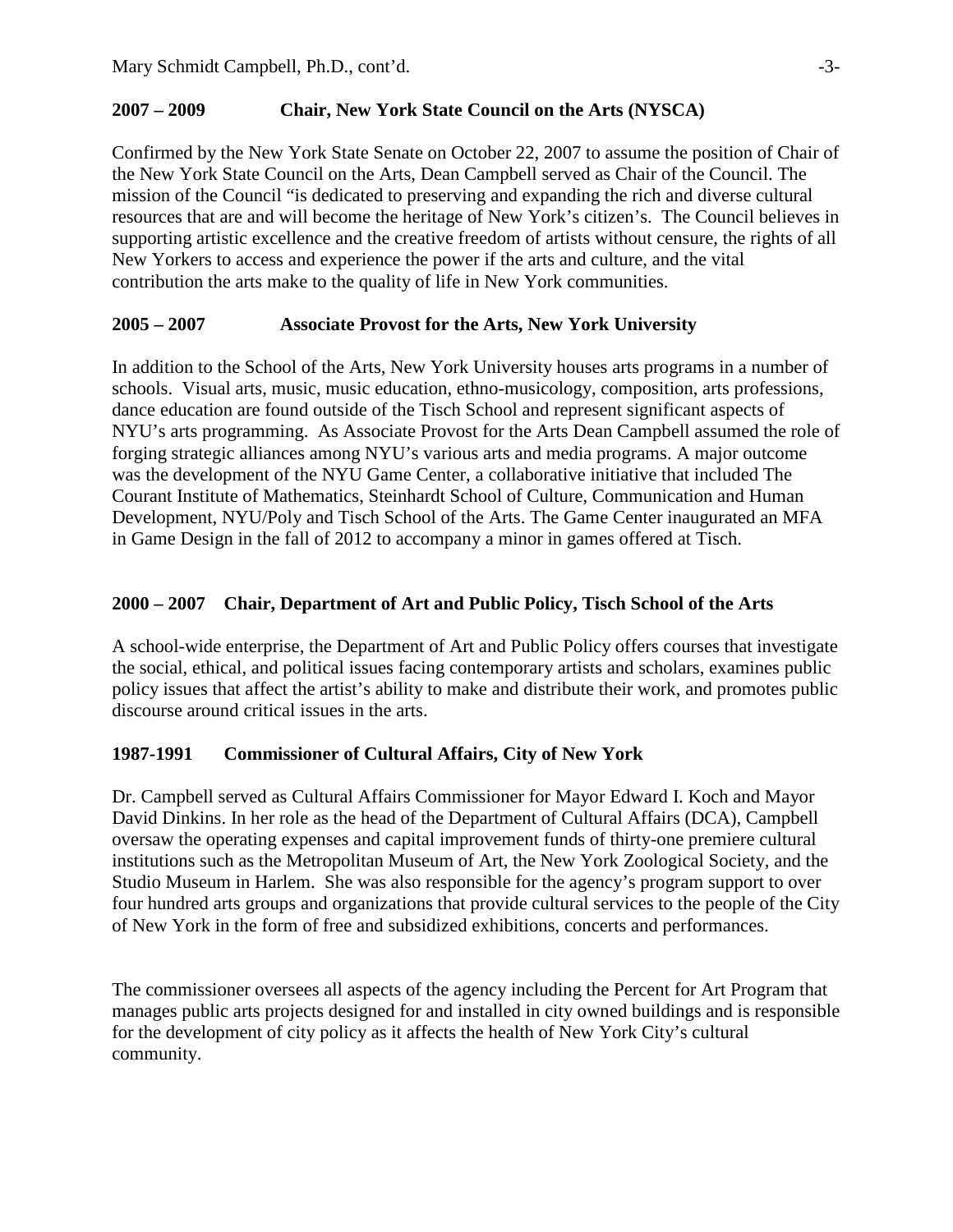**2007 – 2009 Chair, New York State Council on the Arts (NYSCA)**

Confirmed by the New York State Senate on October 22, 2007 to assume the position of Chair of the New York State Council on the Arts, Dean Campbell served as Chair of the Council. The mission of the Council "is dedicated to preserving and expanding the rich and diverse cultural resources that are and will become the heritage of New York's citizen's. The Council believes in supporting artistic excellence and the creative freedom of artists without censure, the rights of all New Yorkers to access and experience the power if the arts and culture, and the vital contribution the arts make to the quality of life in New York communities.

**2005 – 2007 Associate Provost for the Arts, New York University**

In addition to the School of the Arts, New York University houses arts programs in a number of schools. Visual arts, music, music education, ethno-musicology, composition, arts professions, dance education are found outside of the Tisch School and represent significant aspects of NYU's arts programming. As Associate Provost for the Arts Dean Campbell assumed the role of forging strategic alliances among NYU's various arts and media programs. A major outcome was the development of the NYU Game Center, a collaborative initiative that included The Courant Institute of Mathematics, Steinhardt School of Culture, Communication and Human Development, NYU/Poly and Tisch School of the Arts. The Game Center inaugurated an MFA in Game Design in the fall of 2012 to accompany a minor in games offered at Tisch.

**2000 – 2007 Chair, Department of Art and Public Policy, Tisch School of the Arts**

A school-wide enterprise, the Department of Art and Public Policy offers courses that investigate the social, ethical, and political issues facing contemporary artists and scholars, examines public policy issues that affect the artist's ability to make and distribute their work, and promotes public discourse around critical issues in the arts.

**1987-1991 Commissioner of Cultural Affairs, City of New York**

Dr. Campbell served as Cultural Affairs Commissioner for Mayor Edward I. Koch and Mayor David Dinkins. In her role as the head of the Department of Cultural Affairs (DCA), Campbell oversaw the operating expenses and capital improvement funds of thirty-one premiere cultural institutions such as the Metropolitan Museum of Art, the New York Zoological Society, and the Studio Museum in Harlem. She was also responsible for the agency's program support to over four hundred arts groups and organizations that provide cultural services to the people of the City of New York in the form of free and subsidized exhibitions, concerts and performances.

The commissioner oversees all aspects of the agency including the Percent for Art Program that manages public arts projects designed for and installed in city owned buildings and is responsible for the development of city policy as it affects the health of New York City's cultural community.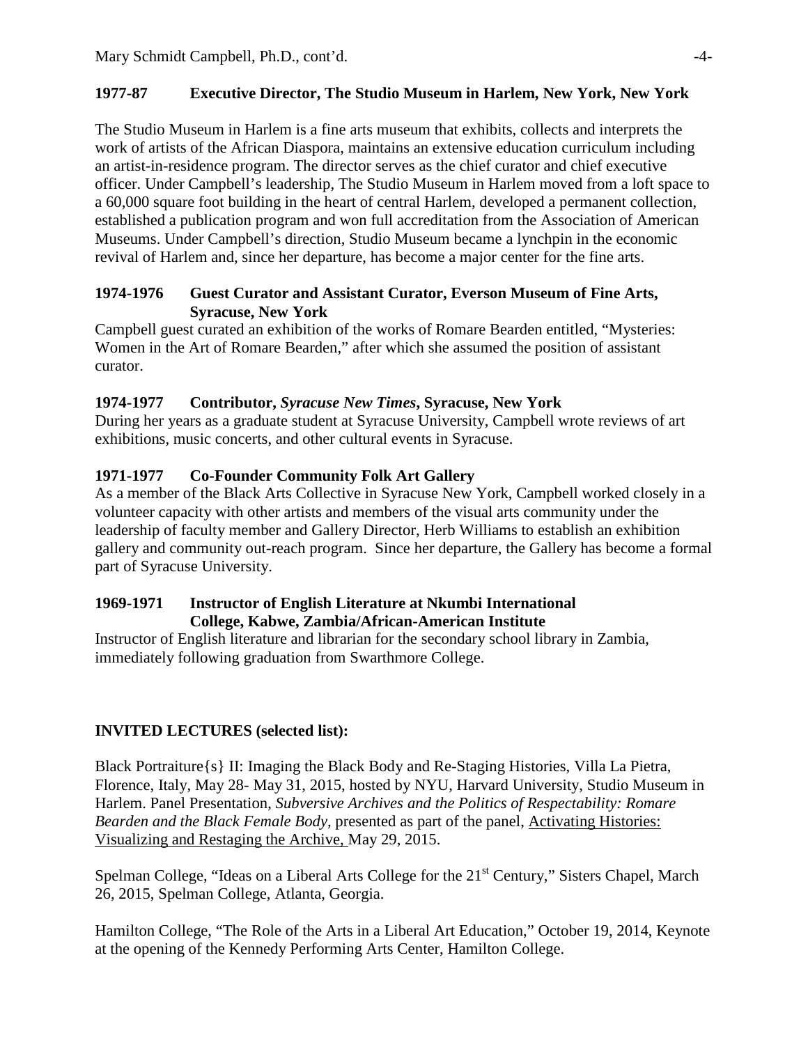**1977-87 Executive Director, The Studio Museum in Harlem, New York, New York**

The Studio Museum in Harlem is a fine arts museum that exhibits, collects and interprets the work of artists of the African Diaspora, maintains an extensive education curriculum including an artist-in-residence program. The director serves as the chief curator and chief executive officer. Under Campbell's leadership, The Studio Museum in Harlem moved from a loft space to a 60,000 square foot building in the heart of central Harlem, developed a permanent collection, established a publication program and won full accreditation from the Association of American Museums. Under Campbell's direction, Studio Museum became a lynchpin in the economic revival of Harlem and, since her departure, has become a major center for the fine arts.

**1974-1976 Guest Curator and Assistant Curator, Everson Museum of Fine Arts, Syracuse, New York**

Campbell guest curated an exhibition of the works of Romare Bearden entitled, "Mysteries: Women in the Art of Romare Bearden," after which she assumed the position of assistant curator.

**1974-1977 Contributor, *Syracuse New Times*, Syracuse, New York**

During her years as a graduate student at Syracuse University, Campbell wrote reviews of art exhibitions, music concerts, and other cultural events in Syracuse.

**1971-1977 Co-Founder Community Folk Art Gallery**

As a member of the Black Arts Collective in Syracuse New York, Campbell worked closely in a volunteer capacity with other artists and members of the visual arts community under the leadership of faculty member and Gallery Director, Herb Williams to establish an exhibition gallery and community out-reach program. Since her departure, the Gallery has become a formal part of Syracuse University.

**1969-1971 Instructor of English Literature at Nkumbi International College, Kabwe, Zambia/African-American Institute**

Instructor of English literature and librarian for the secondary school library in Zambia, immediately following graduation from Swarthmore College.

**INVITED LECTURES (selected list):**

Black Portraiture{s} II: Imaging the Black Body and Re-Staging Histories, Villa La Pietra, Florence, Italy, May 28- May 31, 2015, hosted by NYU, Harvard University, Studio Museum in Harlem. Panel Presentation, *Subversive Archives and the Politics of Respectability: Romare Bearden and the Black Female Body,* presented as part of the panel, <u>Activating Histories: Visualizing and Restaging the Archive,</u> May 29, 2015.

Spelman College, "Ideas on a Liberal Arts College for the 21st Century," Sisters Chapel, March 26, 2015, Spelman College, Atlanta, Georgia.

Hamilton College, "The Role of the Arts in a Liberal Art Education," October 19, 2014, Keynote at the opening of the Kennedy Performing Arts Center, Hamilton College.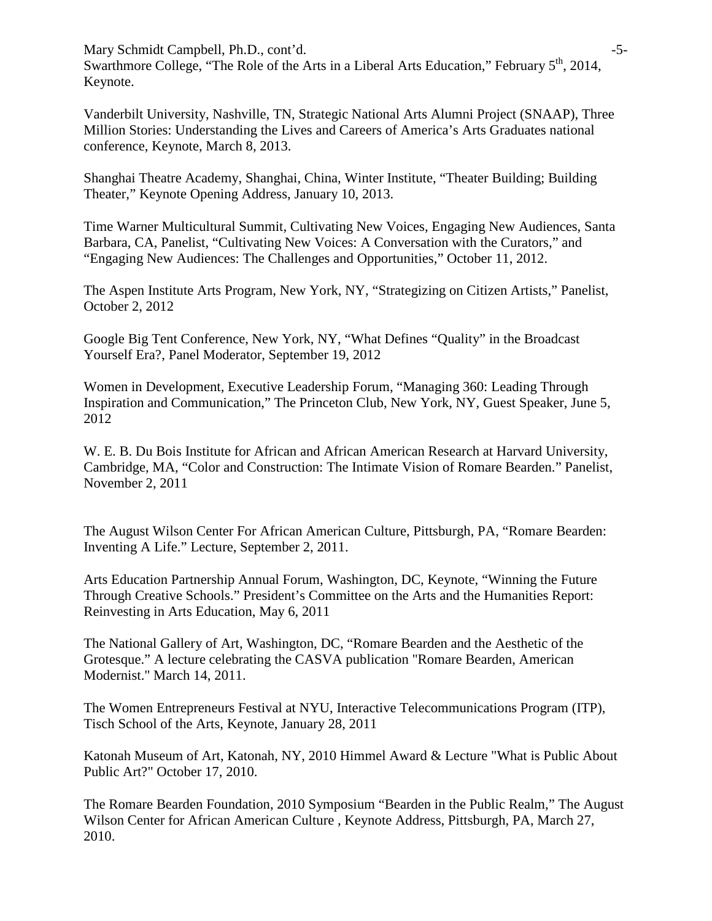Swarthmore College, "The Role of the Arts in a Liberal Arts Education," February 5th, 2014, Keynote.

Vanderbilt University, Nashville, TN, Strategic National Arts Alumni Project (SNAAP), Three Million Stories: Understanding the Lives and Careers of America's Arts Graduates national conference, Keynote, March 8, 2013.

Shanghai Theatre Academy, Shanghai, China, Winter Institute, "Theater Building; Building Theater," Keynote Opening Address, January 10, 2013.

Time Warner Multicultural Summit, Cultivating New Voices, Engaging New Audiences, Santa Barbara, CA, Panelist, "Cultivating New Voices: A Conversation with the Curators," and "Engaging New Audiences: The Challenges and Opportunities," October 11, 2012.

The Aspen Institute Arts Program, New York, NY, "Strategizing on Citizen Artists," Panelist, October 2, 2012

Google Big Tent Conference, New York, NY, "What Defines "Quality" in the Broadcast Yourself Era?, Panel Moderator, September 19, 2012

Women in Development, Executive Leadership Forum, "Managing 360: Leading Through Inspiration and Communication," The Princeton Club, New York, NY, Guest Speaker, June 5, 2012

W. E. B. Du Bois Institute for African and African American Research at Harvard University, Cambridge, MA, "Color and Construction: The Intimate Vision of Romare Bearden." Panelist, November 2, 2011

The August Wilson Center For African American Culture, Pittsburgh, PA, "Romare Bearden: Inventing A Life." Lecture, September 2, 2011.

Arts Education Partnership Annual Forum, Washington, DC, Keynote, "Winning the Future Through Creative Schools." President's Committee on the Arts and the Humanities Report: Reinvesting in Arts Education, May 6, 2011

The National Gallery of Art, Washington, DC, "Romare Bearden and the Aesthetic of the Grotesque." A lecture celebrating the CASVA publication "Romare Bearden, American Modernist." March 14, 2011.

The Women Entrepreneurs Festival at NYU, Interactive Telecommunications Program (ITP), Tisch School of the Arts, Keynote, January 28, 2011

Katonah Museum of Art, Katonah, NY, 2010 Himmel Award & Lecture "What is Public About Public Art?" October 17, 2010.

The Romare Bearden Foundation, 2010 Symposium "Bearden in the Public Realm," The August Wilson Center for African American Culture , Keynote Address, Pittsburgh, PA, March 27, 2010.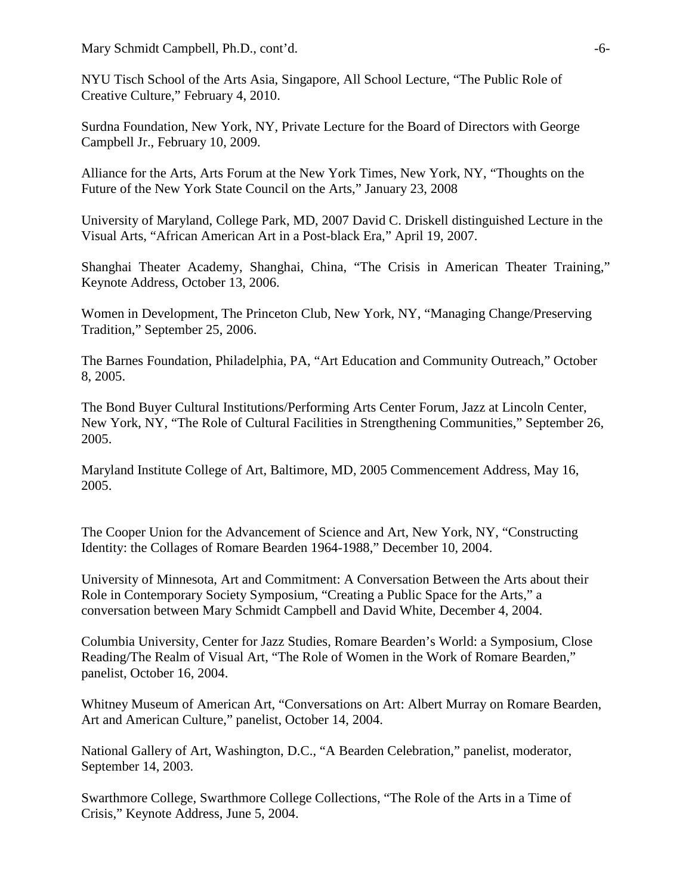NYU Tisch School of the Arts Asia, Singapore, All School Lecture, "The Public Role of Creative Culture," February 4, 2010.

Surdna Foundation, New York, NY, Private Lecture for the Board of Directors with George Campbell Jr., February 10, 2009.

Alliance for the Arts, Arts Forum at the New York Times, New York, NY, "Thoughts on the Future of the New York State Council on the Arts," January 23, 2008

University of Maryland, College Park, MD, 2007 David C. Driskell distinguished Lecture in the Visual Arts, "African American Art in a Post-black Era," April 19, 2007.

Shanghai Theater Academy, Shanghai, China, "The Crisis in American Theater Training," Keynote Address, October 13, 2006.

Women in Development, The Princeton Club, New York, NY, "Managing Change/Preserving Tradition," September 25, 2006.

The Barnes Foundation, Philadelphia, PA, "Art Education and Community Outreach," October 8, 2005.

The Bond Buyer Cultural Institutions/Performing Arts Center Forum, Jazz at Lincoln Center, New York, NY, "The Role of Cultural Facilities in Strengthening Communities," September 26, 2005.

Maryland Institute College of Art, Baltimore, MD, 2005 Commencement Address, May 16, 2005.

The Cooper Union for the Advancement of Science and Art, New York, NY, "Constructing Identity: the Collages of Romare Bearden 1964-1988," December 10, 2004.

University of Minnesota, Art and Commitment: A Conversation Between the Arts about their Role in Contemporary Society Symposium, "Creating a Public Space for the Arts," a conversation between Mary Schmidt Campbell and David White, December 4, 2004.

Columbia University, Center for Jazz Studies, Romare Bearden's World: a Symposium, Close Reading/The Realm of Visual Art, "The Role of Women in the Work of Romare Bearden," panelist, October 16, 2004.

Whitney Museum of American Art, "Conversations on Art: Albert Murray on Romare Bearden, Art and American Culture," panelist, October 14, 2004.

National Gallery of Art, Washington, D.C., "A Bearden Celebration," panelist, moderator, September 14, 2003.

Swarthmore College, Swarthmore College Collections, "The Role of the Arts in a Time of Crisis," Keynote Address, June 5, 2004.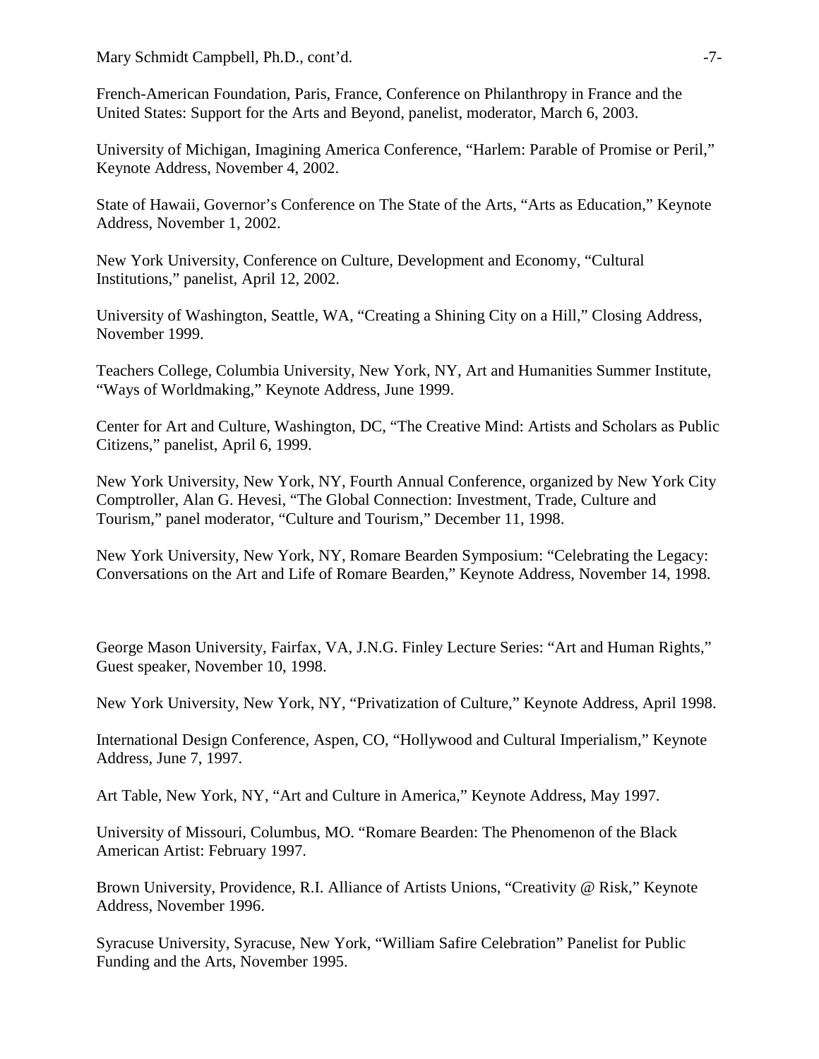French-American Foundation, Paris, France, Conference on Philanthropy in France and the United States: Support for the Arts and Beyond, panelist, moderator, March 6, 2003.

University of Michigan, Imagining America Conference, “Harlem: Parable of Promise or Peril,” Keynote Address, November 4, 2002.

State of Hawaii, Governor’s Conference on The State of the Arts, “Arts as Education,” Keynote Address, November 1, 2002.

New York University, Conference on Culture, Development and Economy, “Cultural Institutions,” panelist, April 12, 2002.

University of Washington, Seattle, WA, “Creating a Shining City on a Hill,” Closing Address, November 1999.

Teachers College, Columbia University, New York, NY, Art and Humanities Summer Institute, “Ways of Worldmaking,” Keynote Address, June 1999.

Center for Art and Culture, Washington, DC, “The Creative Mind: Artists and Scholars as Public Citizens,” panelist, April 6, 1999.

New York University, New York, NY, Fourth Annual Conference, organized by New York City Comptroller, Alan G. Hevesi, “The Global Connection: Investment, Trade, Culture and Tourism,” panel moderator, “Culture and Tourism,” December 11, 1998.

New York University, New York, NY, Romare Bearden Symposium: “Celebrating the Legacy: Conversations on the Art and Life of Romare Bearden,” Keynote Address, November 14, 1998.

George Mason University, Fairfax, VA, J.N.G. Finley Lecture Series: “Art and Human Rights,” Guest speaker, November 10, 1998.

New York University, New York, NY, “Privatization of Culture,” Keynote Address, April 1998.

International Design Conference, Aspen, CO, “Hollywood and Cultural Imperialism,” Keynote Address, June 7, 1997.

Art Table, New York, NY, “Art and Culture in America,” Keynote Address, May 1997.

University of Missouri, Columbus, MO. “Romare Bearden: The Phenomenon of the Black American Artist: February 1997.

Brown University, Providence, R.I. Alliance of Artists Unions, “Creativity @ Risk,” Keynote Address, November 1996.

Syracuse University, Syracuse, New York, “William Safire Celebration” Panelist for Public Funding and the Arts, November 1995.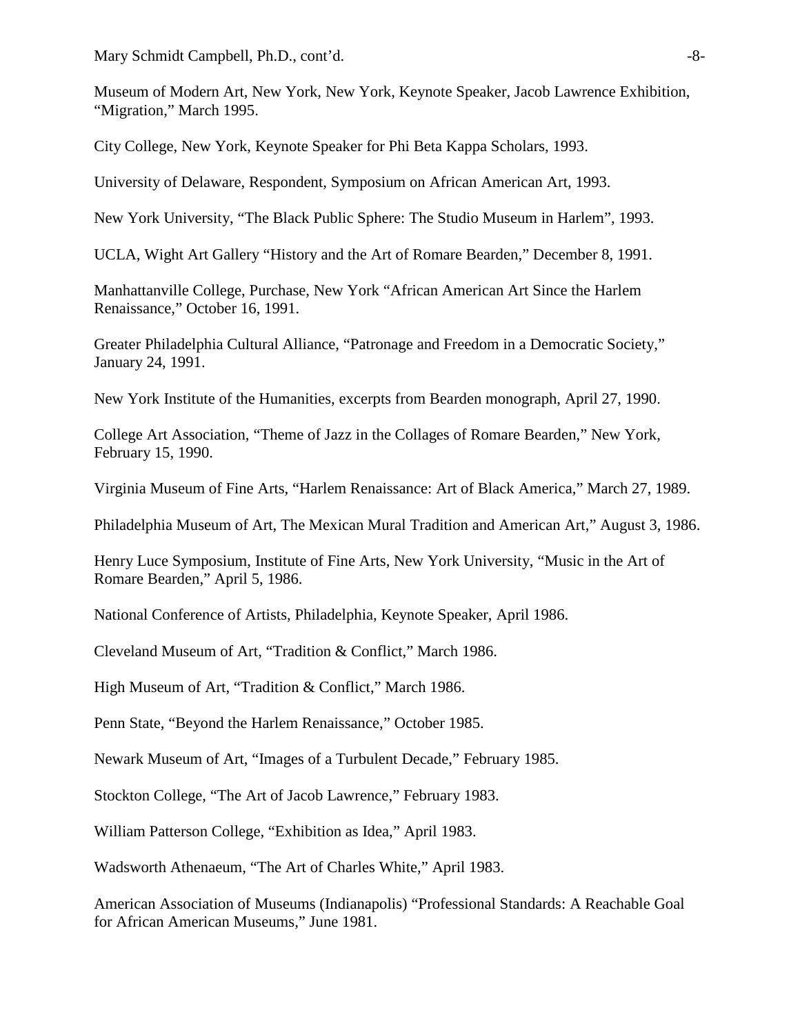Museum of Modern Art, New York, New York, Keynote Speaker, Jacob Lawrence Exhibition, "Migration," March 1995.

City College, New York, Keynote Speaker for Phi Beta Kappa Scholars, 1993.

University of Delaware, Respondent, Symposium on African American Art, 1993.

New York University, "The Black Public Sphere: The Studio Museum in Harlem", 1993.

UCLA, Wight Art Gallery "History and the Art of Romare Bearden," December 8, 1991.

Manhattanville College, Purchase, New York "African American Art Since the Harlem Renaissance," October 16, 1991.

Greater Philadelphia Cultural Alliance, "Patronage and Freedom in a Democratic Society," January 24, 1991.

New York Institute of the Humanities, excerpts from Bearden monograph, April 27, 1990.

College Art Association, "Theme of Jazz in the Collages of Romare Bearden," New York, February 15, 1990.

Virginia Museum of Fine Arts, "Harlem Renaissance: Art of Black America," March 27, 1989.

Philadelphia Museum of Art, The Mexican Mural Tradition and American Art," August 3, 1986.

Henry Luce Symposium, Institute of Fine Arts, New York University, "Music in the Art of Romare Bearden," April 5, 1986.

National Conference of Artists, Philadelphia, Keynote Speaker, April 1986.

Cleveland Museum of Art, "Tradition & Conflict," March 1986.

High Museum of Art, "Tradition & Conflict," March 1986.

Penn State, "Beyond the Harlem Renaissance," October 1985.

Newark Museum of Art, "Images of a Turbulent Decade," February 1985.

Stockton College, "The Art of Jacob Lawrence," February 1983.

William Patterson College, "Exhibition as Idea," April 1983.

Wadsworth Athenaeum, "The Art of Charles White," April 1983.

American Association of Museums (Indianapolis) "Professional Standards: A Reachable Goal for African American Museums," June 1981.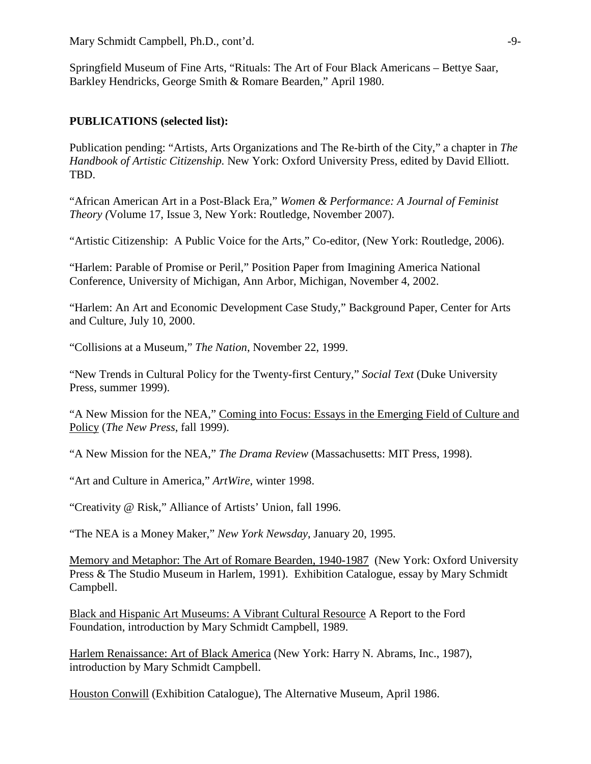Springfield Museum of Fine Arts, "Rituals: The Art of Four Black Americans – Bettye Saar, Barkley Hendricks, George Smith & Romare Bearden," April 1980.

## PUBLICATIONS (selected list):

Publication pending: "Artists, Arts Organizations and The Re-birth of the City," a chapter in *The Handbook of Artistic Citizenship.* New York: Oxford University Press, edited by David Elliott. TBD.

"African American Art in a Post-Black Era," *Women & Performance: A Journal of Feminist Theory (*Volume 17, Issue 3, New York: Routledge, November 2007).

"Artistic Citizenship: A Public Voice for the Arts," Co-editor, (New York: Routledge, 2006).

"Harlem: Parable of Promise or Peril," Position Paper from Imagining America National Conference, University of Michigan, Ann Arbor, Michigan, November 4, 2002.

"Harlem: An Art and Economic Development Case Study," Background Paper, Center for Arts and Culture, July 10, 2000.

"Collisions at a Museum," *The Nation*, November 22, 1999.

"New Trends in Cultural Policy for the Twenty-first Century," *Social Text* (Duke University Press, summer 1999).

"A New Mission for the NEA," Coming into Focus: Essays in the Emerging Field of Culture and Policy (*The New Press*, fall 1999).

"A New Mission for the NEA," *The Drama Review* (Massachusetts: MIT Press, 1998).

"Art and Culture in America," *ArtWire*, winter 1998.

"Creativity @ Risk," Alliance of Artists' Union, fall 1996.

"The NEA is a Money Maker," *New York Newsday*, January 20, 1995.

Memory and Metaphor: The Art of Romare Bearden, 1940-1987 (New York: Oxford University Press & The Studio Museum in Harlem, 1991). Exhibition Catalogue, essay by Mary Schmidt Campbell.

Black and Hispanic Art Museums: A Vibrant Cultural Resource A Report to the Ford Foundation, introduction by Mary Schmidt Campbell, 1989.

Harlem Renaissance: Art of Black America (New York: Harry N. Abrams, Inc., 1987), introduction by Mary Schmidt Campbell.

Houston Conwill (Exhibition Catalogue), The Alternative Museum, April 1986.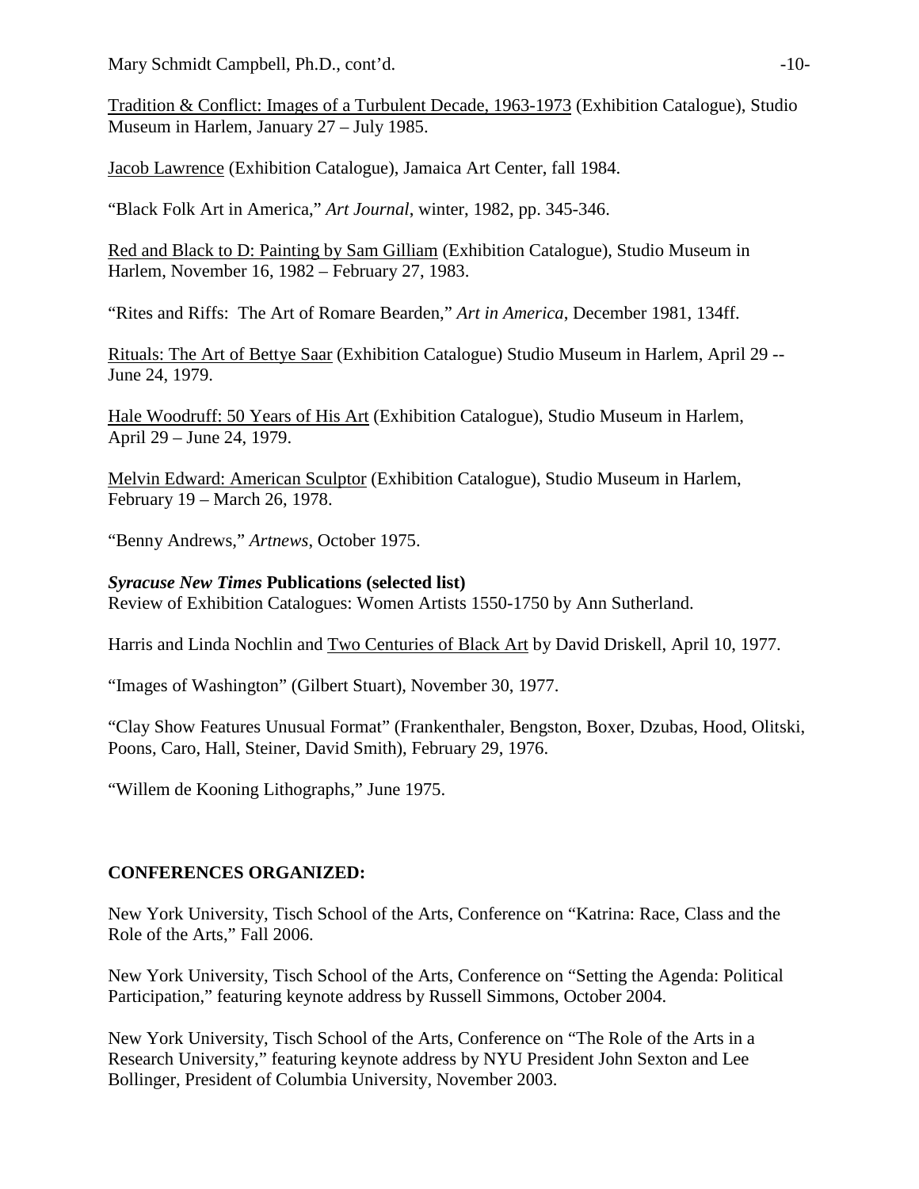<u>Tradition & Conflict: Images of a Turbulent Decade, 1963-1973</u> (Exhibition Catalogue), Studio Museum in Harlem, January 27 – July 1985.

<u>Jacob Lawrence</u> (Exhibition Catalogue), Jamaica Art Center, fall 1984.

"Black Folk Art in America," *Art Journal*, winter, 1982, pp. 345-346.

<u>Red and Black to D: Painting by Sam Gilliam</u> (Exhibition Catalogue), Studio Museum in Harlem, November 16, 1982 – February 27, 1983.

"Rites and Riffs: The Art of Romare Bearden," *Art in America*, December 1981, 134ff.

<u>Rituals: The Art of Bettye Saar</u> (Exhibition Catalogue) Studio Museum in Harlem, April 29 -- June 24, 1979.

<u>Hale Woodruff: 50 Years of His Art</u> (Exhibition Catalogue), Studio Museum in Harlem, April 29 – June 24, 1979.

<u>Melvin Edward: American Sculptor</u> (Exhibition Catalogue), Studio Museum in Harlem, February 19 – March 26, 1978.

"Benny Andrews," *Artnews*, October 1975.

***Syracuse New Times* Publications (selected list)**
Review of Exhibition Catalogues: Women Artists 1550-1750 by Ann Sutherland.

Harris and Linda Nochlin and <u>Two Centuries of Black Art</u> by David Driskell, April 10, 1977.

"Images of Washington" (Gilbert Stuart), November 30, 1977.

"Clay Show Features Unusual Format" (Frankenthaler, Bengston, Boxer, Dzubas, Hood, Olitski, Poons, Caro, Hall, Steiner, David Smith), February 29, 1976.

"Willem de Kooning Lithographs," June 1975.

**CONFERENCES ORGANIZED:**

New York University, Tisch School of the Arts, Conference on "Katrina: Race, Class and the Role of the Arts," Fall 2006.

New York University, Tisch School of the Arts, Conference on "Setting the Agenda: Political Participation," featuring keynote address by Russell Simmons, October 2004.

New York University, Tisch School of the Arts, Conference on "The Role of the Arts in a Research University," featuring keynote address by NYU President John Sexton and Lee Bollinger, President of Columbia University, November 2003.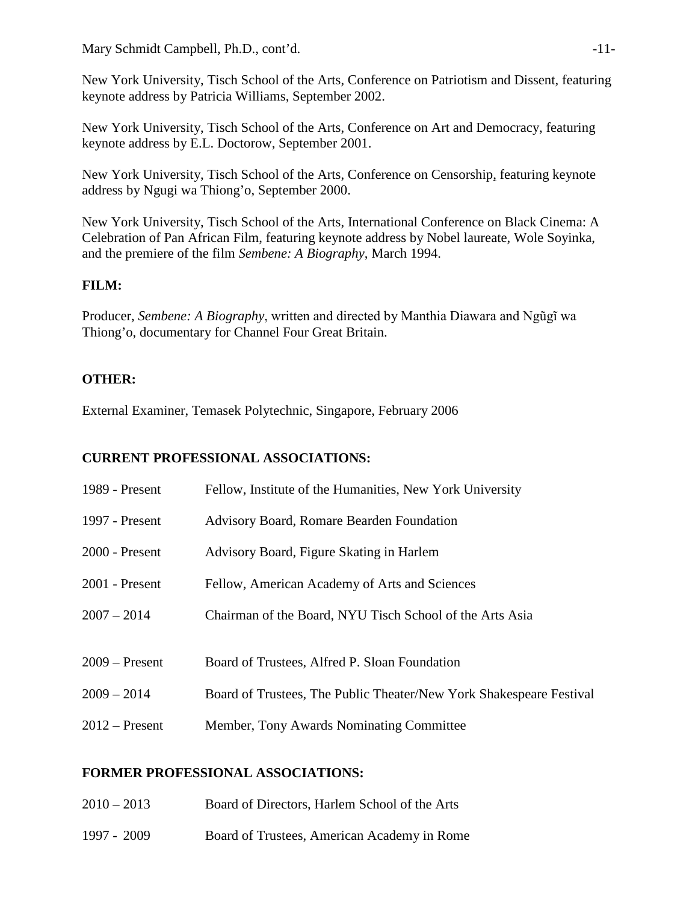New York University, Tisch School of the Arts, Conference on Patriotism and Dissent, featuring keynote address by Patricia Williams, September 2002.

New York University, Tisch School of the Arts, Conference on Art and Democracy, featuring keynote address by E.L. Doctorow, September 2001.

New York University, Tisch School of the Arts, Conference on Censorship, featuring keynote address by Ngugi wa Thiong'o, September 2000.

New York University, Tisch School of the Arts, International Conference on Black Cinema: A Celebration of Pan African Film, featuring keynote address by Nobel laureate, Wole Soyinka, and the premiere of the film *Sembene: A Biography*, March 1994.

**FILM:**

Producer, *Sembene: A Biography*, written and directed by Manthia Diawara and Ngũgĩ wa Thiong'o, documentary for Channel Four Great Britain.

**OTHER:**

External Examiner, Temasek Polytechnic, Singapore, February 2006

**CURRENT PROFESSIONAL ASSOCIATIONS:**

| | |
|---|---|
| 1989 - Present | Fellow, Institute of the Humanities, New York University |
| 1997 - Present | Advisory Board, Romare Bearden Foundation |
| 2000 - Present | Advisory Board, Figure Skating in Harlem |
| 2001 - Present | Fellow, American Academy of Arts and Sciences |
| 2007 – 2014 | Chairman of the Board, NYU Tisch School of the Arts Asia |
| 2009 – Present | Board of Trustees, Alfred P. Sloan Foundation |
| 2009 – 2014 | Board of Trustees, The Public Theater/New York Shakespeare Festival |
| 2012 – Present | Member, Tony Awards Nominating Committee |

**FORMER PROFESSIONAL ASSOCIATIONS:**

| | |
|---|---|
| 2010 – 2013 | Board of Directors, Harlem School of the Arts |
| 1997 - 2009 | Board of Trustees, American Academy in Rome |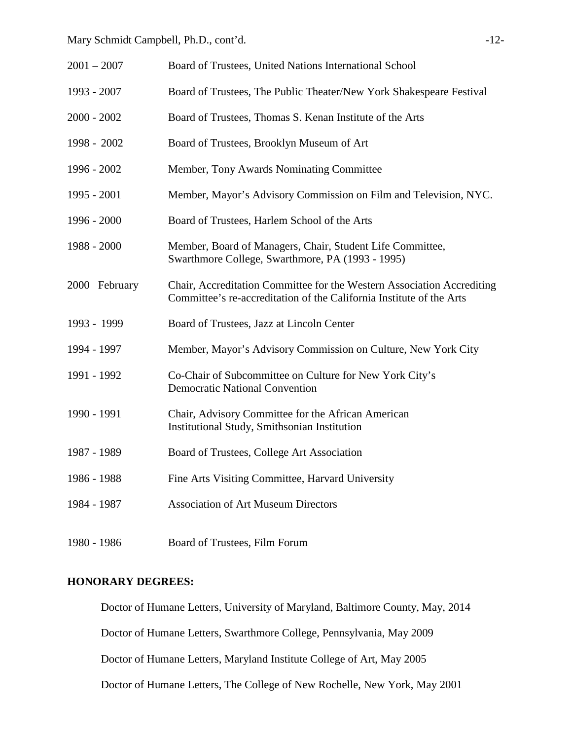| | |
|---|---|
| 2001 – 2007 | Board of Trustees, United Nations International School |
| 1993 - 2007 | Board of Trustees, The Public Theater/New York Shakespeare Festival |
| 2000 - 2002 | Board of Trustees, Thomas S. Kenan Institute of the Arts |
| 1998 - 2002 | Board of Trustees, Brooklyn Museum of Art |
| 1996 - 2002 | Member, Tony Awards Nominating Committee |
| 1995 - 2001 | Member, Mayor's Advisory Commission on Film and Television, NYC. |
| 1996 - 2000 | Board of Trustees, Harlem School of the Arts |
| 1988 - 2000 | Member, Board of Managers, Chair, Student Life Committee, Swarthmore College, Swarthmore, PA (1993 - 1995) |
| 2000 February | Chair, Accreditation Committee for the Western Association Accrediting Committee's re-accreditation of the California Institute of the Arts |
| 1993 - 1999 | Board of Trustees, Jazz at Lincoln Center |
| 1994 - 1997 | Member, Mayor's Advisory Commission on Culture, New York City |
| 1991 - 1992 | Co-Chair of Subcommittee on Culture for New York City's Democratic National Convention |
| 1990 - 1991 | Chair, Advisory Committee for the African American Institutional Study, Smithsonian Institution |
| 1987 - 1989 | Board of Trustees, College Art Association |
| 1986 - 1988 | Fine Arts Visiting Committee, Harvard University |
| 1984 - 1987 | Association of Art Museum Directors |
| 1980 - 1986 | Board of Trustees, Film Forum |

**HONORARY DEGREES:**

Doctor of Humane Letters, University of Maryland, Baltimore County, May, 2014

Doctor of Humane Letters, Swarthmore College, Pennsylvania, May 2009

Doctor of Humane Letters, Maryland Institute College of Art, May 2005

Doctor of Humane Letters, The College of New Rochelle, New York, May 2001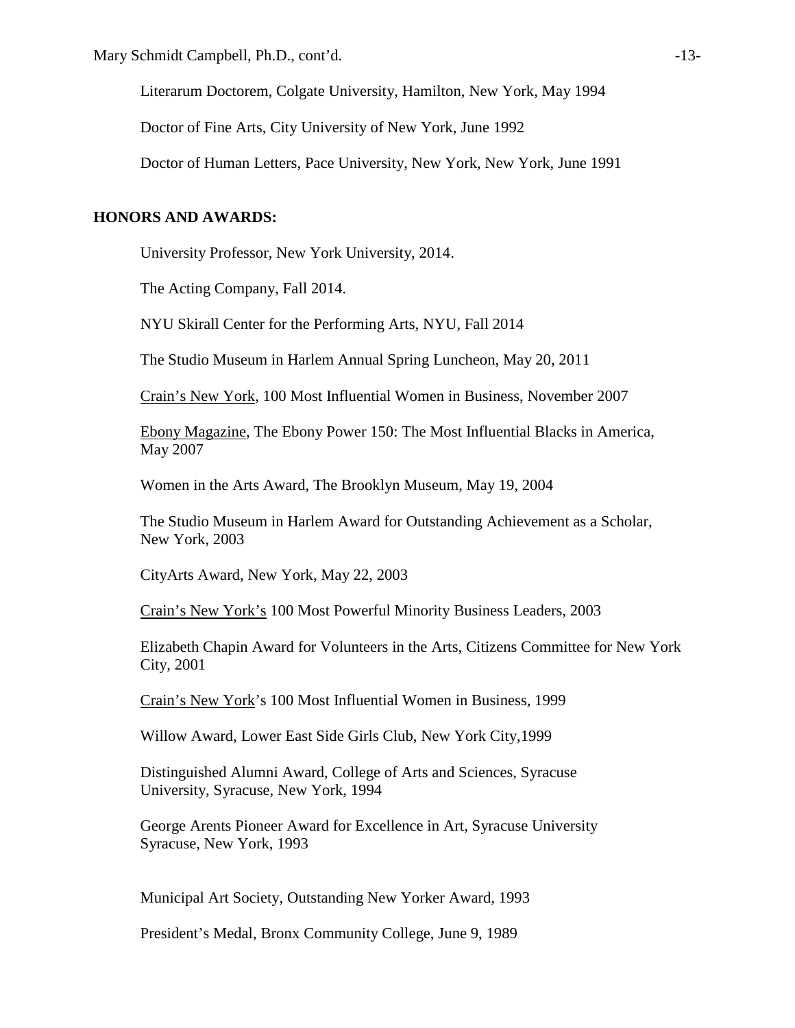Literarum Doctorem, Colgate University, Hamilton, New York, May 1994

Doctor of Fine Arts, City University of New York, June 1992

Doctor of Human Letters, Pace University, New York, New York, June 1991

**HONORS AND AWARDS:**

University Professor, New York University, 2014.

The Acting Company, Fall 2014.

NYU Skirall Center for the Performing Arts, NYU, Fall 2014

The Studio Museum in Harlem Annual Spring Luncheon, May 20, 2011

Crain's New York, 100 Most Influential Women in Business, November 2007

Ebony Magazine, The Ebony Power 150: The Most Influential Blacks in America, May 2007

Women in the Arts Award, The Brooklyn Museum, May 19, 2004

The Studio Museum in Harlem Award for Outstanding Achievement as a Scholar, New York, 2003

CityArts Award, New York, May 22, 2003

Crain's New York's 100 Most Powerful Minority Business Leaders, 2003

Elizabeth Chapin Award for Volunteers in the Arts, Citizens Committee for New York City, 2001

Crain's New York's 100 Most Influential Women in Business, 1999

Willow Award, Lower East Side Girls Club, New York City,1999

Distinguished Alumni Award, College of Arts and Sciences, Syracuse University, Syracuse, New York, 1994

George Arents Pioneer Award for Excellence in Art, Syracuse University Syracuse, New York, 1993

Municipal Art Society, Outstanding New Yorker Award, 1993

President's Medal, Bronx Community College, June 9, 1989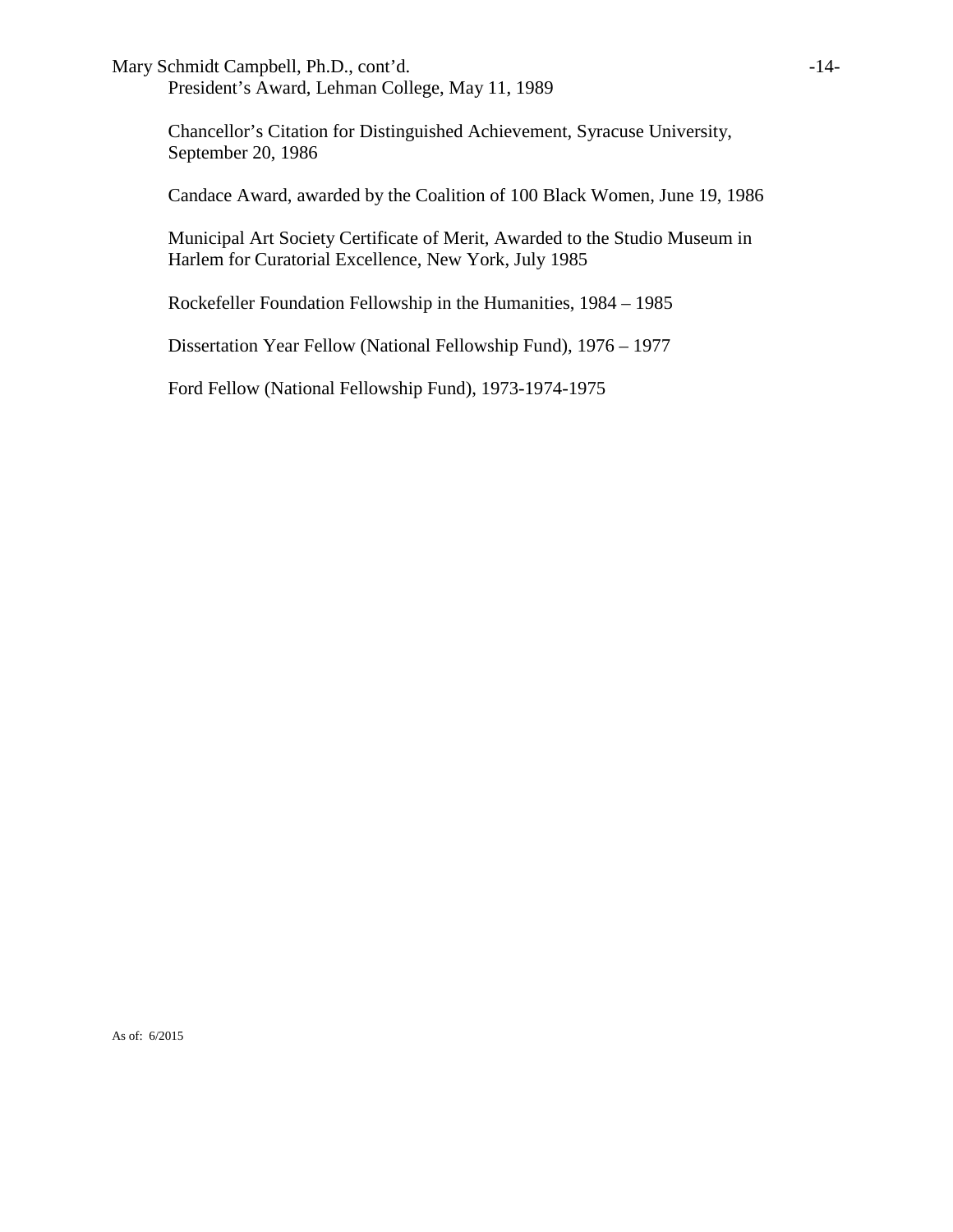President's Award, Lehman College, May 11, 1989

Chancellor's Citation for Distinguished Achievement, Syracuse University, September 20, 1986

Candace Award, awarded by the Coalition of 100 Black Women, June 19, 1986

Municipal Art Society Certificate of Merit, Awarded to the Studio Museum in Harlem for Curatorial Excellence, New York, July 1985

Rockefeller Foundation Fellowship in the Humanities, 1984 – 1985

Dissertation Year Fellow (National Fellowship Fund), 1976 – 1977

Ford Fellow (National Fellowship Fund), 1973-1974-1975

As of: 6/2015